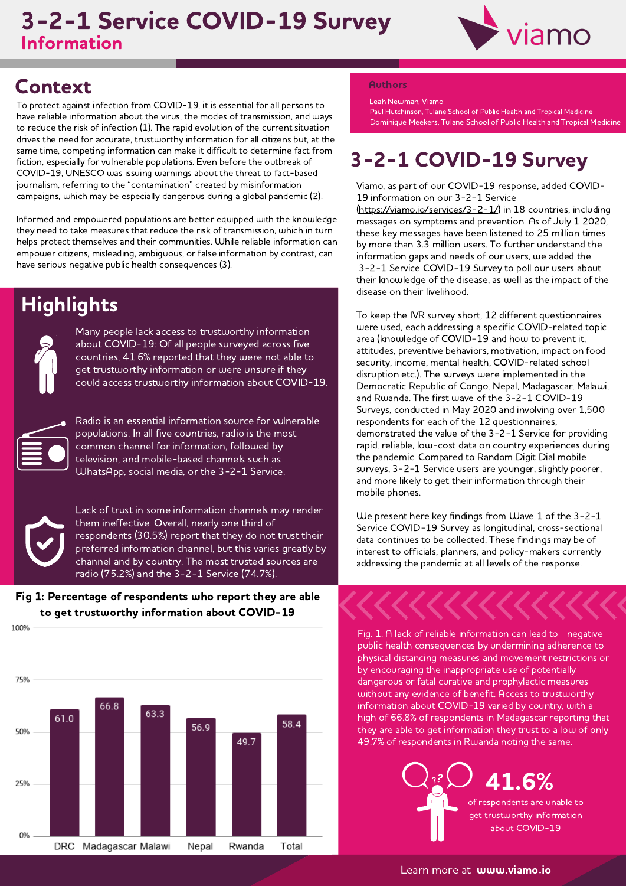# 3-2-1 Service COVID-19 Survey

## Information

## Context

To protect against infection from COVID-19, it is essential for all persons to have reliable information about the virus, the modes of transmission, and ways to reduce the risk of infection (1). The rapid evolution of the current situation drives the need for accurate, trustworthy information for all citizens but, at the same time, competing information can make it difficult to determine fact from fiction, especially for vulnerable populations. Even before the outbreak of COVID-19, UNESCO was issuing warnings about the threat to fact-based journalism, referring to the "contamination" created by misinformation campaigns, which may be especially dangerous during a global pandemic (2).

Informed and empowered populations are better equipped with the knowledge they need to take measures that reduce the risk of transmission, which in turn helps protect themselves and their communities. While reliable information can empower citizens, misleading, ambiguous, or false information by contrast, can have serious negative public health consequences (3).

## Highlights

Many people lack access to trustworthy information about COVID-19: Of all people surveyed across five countries, 41.6% reported that they were not able to get trustworthy information or were unsure if they could access trustworthy information about COVID-19.

Radio is an essential information source for vulnerable populations: In all five countries, radio is the most common channel for information, followed by television, and mobile-based channels such as WhatsApp, social media, or the 3-2-1 Service.

Lack of trust in some information channels may render them ineffective: Overall, nearly one third of respondents (30.5%) report that they do not trust their preferred information channel, but this varies greatly by channel and by country. The most trusted sources are radio (75.2%) and the 3-2-1 Service (74.7%).

**Fig 1: Percentage of respondents who report they are able to get trustworthy information about COVID-19**

| Country | % |
|---|---|
| DRC | 61.0 |
| Madagascar | 66.8 |
| Malawi | 63.3 |
| Nepal | 56.9 |
| Rwanda | 49.7 |
| Total | 58.4 |

### Authors

Leah Newman, Viamo
Paul Hutchinson, Tulane School of Public Health and Tropical Medicine
Dominique Meekers, Tulane School of Public Health and Tropical Medicine

## 3-2-1 COVID-19 Survey

Viamo, as part of our COVID-19 response, added COVID-19 information on our 3-2-1 Service (https://viamo.io/services/3-2-1/) in 18 countries, including messages on symptoms and prevention. As of July 1 2020, these key messages have been listened to 25 million times by more than 3.3 million users. To further understand the information gaps and needs of our users, we added the 3-2-1 Service COVID-19 Survey to poll our users about their knowledge of the disease, as well as the impact of the disease on their livelihood.

To keep the IVR survey short, 12 different questionnaires were used, each addressing a specific COVID-related topic area (knowledge of COVID-19 and how to prevent it, attitudes, preventive behaviors, motivation, impact on food security, income, mental health, COVID-related school disruption etc.). The surveys were implemented in the Democratic Republic of Congo, Nepal, Madagascar, Malawi, and Rwanda. The first wave of the 3-2-1 COVID-19 Surveys, conducted in May 2020 and involving over 1,500 respondents for each of the 12 questionnaires, demonstrated the value of the 3-2-1 Service for providing rapid, reliable, low-cost data on country experiences during the pandemic. Compared to Random Digit Dial mobile surveys, 3-2-1 Service users are younger, slightly poorer, and more likely to get their information through their mobile phones.

We present here key findings from Wave 1 of the 3-2-1 Service COVID-19 Survey as longitudinal, cross-sectional data continues to be collected. These findings may be of interest to officials, planners, and policy-makers currently addressing the pandemic at all levels of the response.

Fig. 1. A lack of reliable information can lead to negative public health consequences by undermining adherence to physical distancing measures and movement restrictions or by encouraging the inappropriate use of potentially dangerous or fatal curative and prophylactic measures without any evidence of benefit. Access to trustworthy information about COVID-19 varied by country, with a high of 66.8% of respondents in Madagascar reporting that they are able to get information they trust to a low of only 49.7% of respondents in Rwanda noting the same.

**41.6%** of respondents are unable to get trustworthy information about COVID-19

Learn more at **www.viamo.io**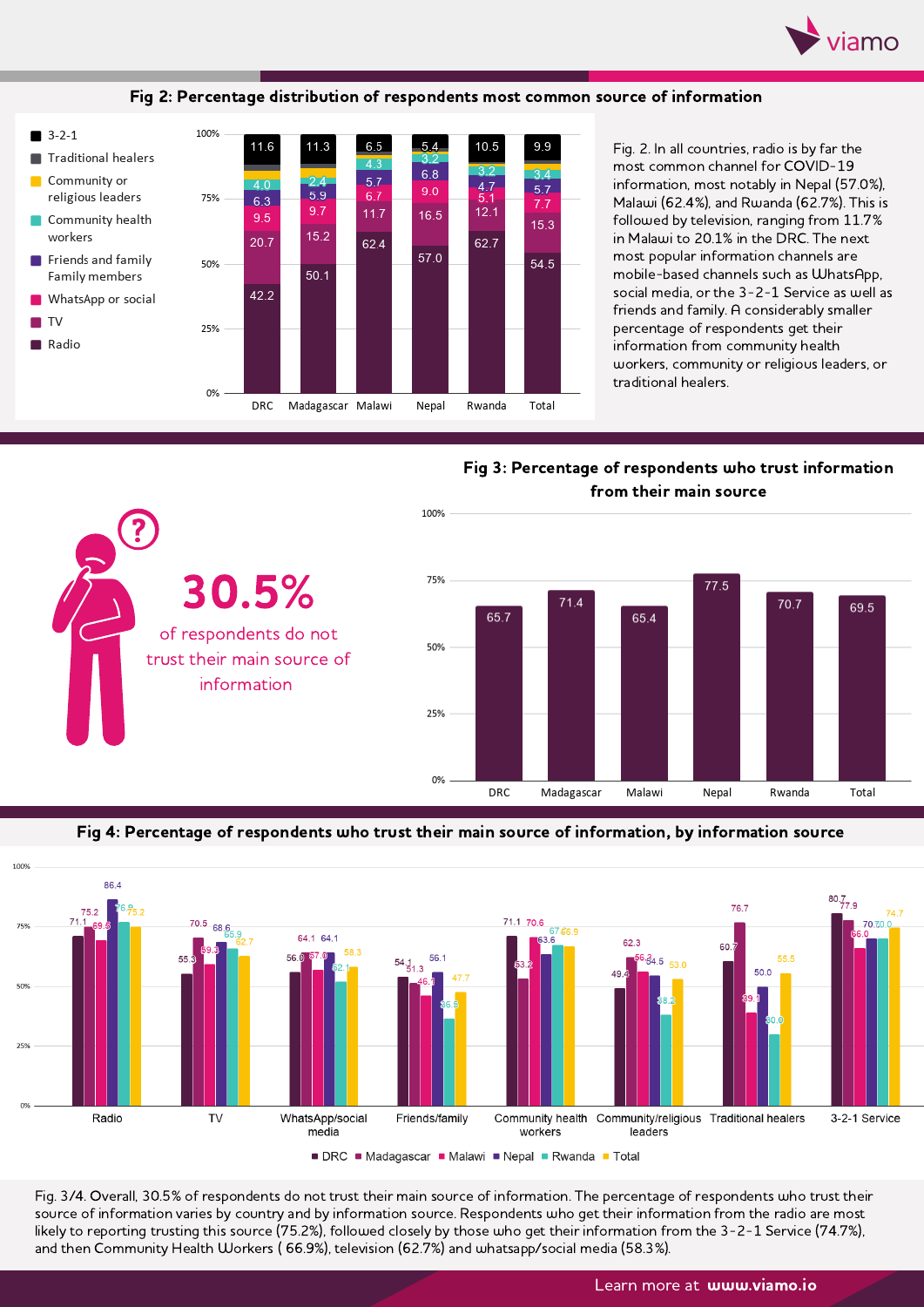## Fig 2: Percentage distribution of respondents most common source of information

| | DRC | Madagascar | Malawi | Nepal | Rwanda | Total |
|---|---|---|---|---|---|---|
| 3-2-1 | 11.6 | 11.3 | 6.5 | 5.4 | 10.5 | 9.9 |
| Community health workers | 4.0 | 2.4 | 4.3 | 3.2 | 3.2 | 3.4 |
| Friends and family Family members | 6.3 | 5.9 | 5.7 | 6.8 | 4.7 | 5.7 |
| WhatsApp or social | 9.5 | 9.7 | 6.7 | 9.0 | 5.1 | 7.7 |
| TV | 20.7 | 15.2 | 11.7 | 16.5 | 12.1 | 15.3 |
| Radio | 42.2 | 50.1 | 62.4 | 57.0 | 62.7 | 54.5 |

Legend: 3-2-1; Traditional healers; Community or religious leaders; Community health workers; Friends and family Family members; WhatsApp or social; TV; Radio

Fig. 2. In all countries, radio is by far the most common channel for COVID-19 information, most notably in Nepal (57.0%), Malawi (62.4%), and Rwanda (62.7%). This is followed by television, ranging from 11.7% in Malawi to 20.1% in the DRC. The next most popular information channels are mobile-based channels such as WhatsApp, social media, or the 3-2-1 Service as well as friends and family. A considerably smaller percentage of respondents get their information from community health workers, community or religious leaders, or traditional healers.

**30.5%** of respondents do not trust their main source of information

## Fig 3: Percentage of respondents who trust information from their main source

| DRC | Madagascar | Malawi | Nepal | Rwanda | Total |
|---|---|---|---|---|---|
| 65.7 | 71.4 | 65.4 | 77.5 | 70.7 | 69.5 |

## Fig 4: Percentage of respondents who trust their main source of information, by information source

| | DRC | Madagascar | Malawi | Nepal | Rwanda | Total |
|---|---|---|---|---|---|---|
| Radio | 71.1 | 75.2 | 69.6 | 86.4 | 76.9 | 75.2 |
| TV | 55.3 | 70.5 | 59.3 | 68.6 | 65.9 | 62.7 |
| WhatsApp/social media | 56.0 | 64.1 | 57.0 | 64.1 | 52.1 | 58.3 |
| Friends/family | 54.1 | 51.3 | 46.1 | 56.1 | 36.5 | 47.7 |
| Community health workers | 71.1 | 53.2 | 70.6 | 63.6 | 67.0 | 66.9 |
| Community/religious leaders | 49.4 | 62.3 | 56.2 | 54.5 | 38.2 | 53.0 |
| Traditional healers | 60.7 | 76.7 | 39.1 | 50.0 | 30.0 | 55.5 |
| 3-2-1 Service | 80.7 | 77.9 | 66.0 | 70.0 | 70.0 | 74.7 |

Fig. 3/4. Overall, 30.5% of respondents do not trust their main source of information. The percentage of respondents who trust their source of information varies by country and by information source. Respondents who get their information from the radio are most likely to reporting trusting this source (75.2%), followed closely by those who get their information from the 3-2-1 Service (74.7%), and then Community Health Workers ( 66.9%), television (62.7%) and whatsapp/social media (58.3%).

Learn more at **www.viamo.io**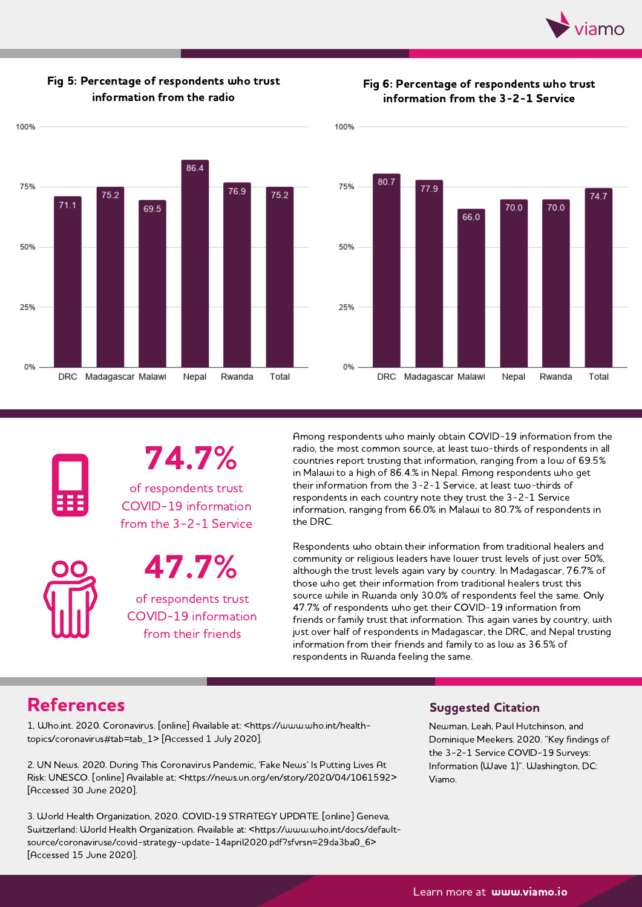### Fig 5: Percentage of respondents who trust information from the radio

100%
75%
50%
25%
0%

71.1
75.2
69.5
86.4
76.9
75.2

DRC Madagascar Malawi Nepal Rwanda Total

### Fig 6: Percentage of respondents who trust information from the 3-2-1 Service

100%
75%
50%
25%
0%

80.7
77.9
66.0
70.0
70.0
74.7

DRC Madagascar Malawi Nepal Rwanda Total

**74.7%**

of respondents trust COVID-19 information from the 3-2-1 Service

**47.7%**

of respondents trust COVID-19 information from their friends

Among respondents who mainly obtain COVID-19 information from the radio, the most common source, at least two-thirds of respondents in all countries report trusting that information, ranging from a low of 69.5% in Malawi to a high of 86.4% in Nepal. Among respondents who get their information from the 3-2-1 Service, at least two-thirds of respondents in each country note they trust the 3-2-1 Service information, ranging from 66.0% in Malawi to 80.7% of respondents in the DRC.

Respondents who obtain their information from traditional healers and community or religious leaders have lower trust levels of just over 50%, although the trust levels again vary by country. In Madagascar, 76.7% of those who get their information from traditional healers trust this source while in Rwanda only 30.0% of respondents feel the same. Only 47.7% of respondents who get their COVID-19 information from friends or family trust that information. This again varies by country, with just over half of respondents in Madagascar, the DRC, and Nepal trusting information from their friends and family to as low as 36.5% of respondents in Rwanda feeling the same.

## References

1, Who.int. 2020. Coronavirus. [online] Available at: <https://www.who.int/health-topics/coronavirus#tab=tab_1> [Accessed 1 July 2020].

2. UN News. 2020. During This Coronavirus Pandemic, 'Fake News' Is Putting Lives At Risk: UNESCO. [online] Available at: <https://news.un.org/en/story/2020/04/1061592> [Accessed 30 June 2020].

3. World Health Organization, 2020. COVID-19 STRATEGY UPDATE. [online] Geneva, Switzerland: World Health Organization. Available at: <https://www.who.int/docs/default-source/coronaviruse/covid-strategy-update-14april2020.pdf?sfvrsn=29da3ba0_6> [Accessed 15 June 2020].

### Suggested Citation

Newman, Leah, Paul Hutchinson, and Dominique Meekers. 2020. "Key findings of the 3-2-1 Service COVID-19 Surveys: Information (Wave 1)". Washington, DC: Viamo.

Learn more at **www.viamo.io**